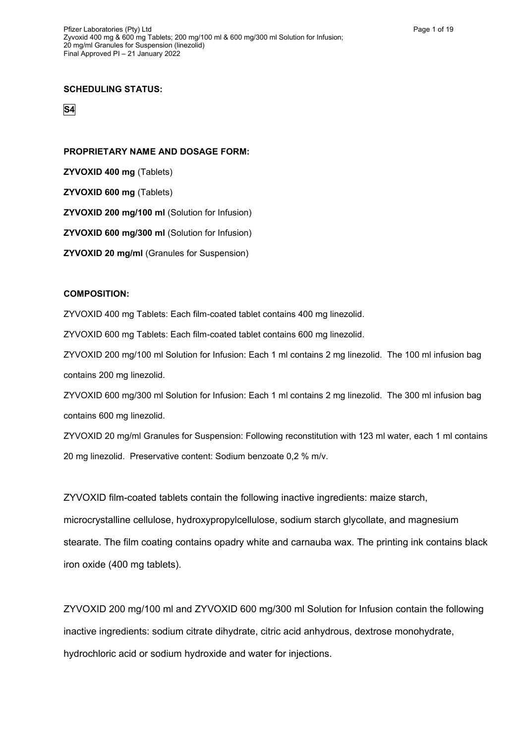**SCHEDULING STATUS:**

**S4**

**PROPRIETARY NAME AND DOSAGE FORM:**

**ZYVOXID 400 mg** (Tablets)

**ZYVOXID 600 mg** (Tablets)

**ZYVOXID 200 mg/100 ml** (Solution for Infusion)

**ZYVOXID 600 mg/300 ml** (Solution for Infusion)

**ZYVOXID 20 mg/ml** (Granules for Suspension)

**COMPOSITION:**

ZYVOXID 400 mg Tablets: Each film-coated tablet contains 400 mg linezolid.

ZYVOXID 600 mg Tablets: Each film-coated tablet contains 600 mg linezolid.

ZYVOXID 200 mg/100 ml Solution for Infusion: Each 1 ml contains 2 mg linezolid. The 100 ml infusion bag contains 200 mg linezolid.

ZYVOXID 600 mg/300 ml Solution for Infusion: Each 1 ml contains 2 mg linezolid. The 300 ml infusion bag contains 600 mg linezolid.

ZYVOXID 20 mg/ml Granules for Suspension: Following reconstitution with 123 ml water, each 1 ml contains 20 mg linezolid. Preservative content: Sodium benzoate 0,2 % m/v.

ZYVOXID film-coated tablets contain the following inactive ingredients: maize starch, microcrystalline cellulose, hydroxypropylcellulose, sodium starch glycollate, and magnesium stearate. The film coating contains opadry white and carnauba wax. The printing ink contains black iron oxide (400 mg tablets).

ZYVOXID 200 mg/100 ml and ZYVOXID 600 mg/300 ml Solution for Infusion contain the following inactive ingredients: sodium citrate dihydrate, citric acid anhydrous, dextrose monohydrate, hydrochloric acid or sodium hydroxide and water for injections.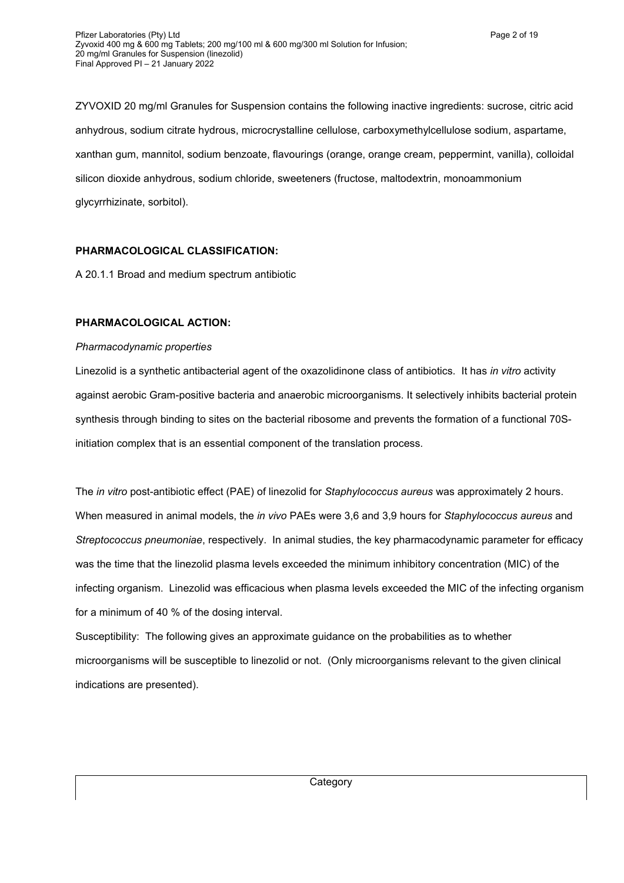ZYVOXID 20 mg/ml Granules for Suspension contains the following inactive ingredients: sucrose, citric acid anhydrous, sodium citrate hydrous, microcrystalline cellulose, carboxymethylcellulose sodium, aspartame, xanthan gum, mannitol, sodium benzoate, flavourings (orange, orange cream, peppermint, vanilla), colloidal silicon dioxide anhydrous, sodium chloride, sweeteners (fructose, maltodextrin, monoammonium glycyrrhizinate, sorbitol).

**PHARMACOLOGICAL CLASSIFICATION:**

A 20.1.1 Broad and medium spectrum antibiotic

**PHARMACOLOGICAL ACTION:**

*Pharmacodynamic properties*

Linezolid is a synthetic antibacterial agent of the oxazolidinone class of antibiotics. It has *in vitro* activity against aerobic Gram-positive bacteria and anaerobic microorganisms. It selectively inhibits bacterial protein synthesis through binding to sites on the bacterial ribosome and prevents the formation of a functional 70S-initiation complex that is an essential component of the translation process.

The *in vitro* post-antibiotic effect (PAE) of linezolid for *Staphylococcus aureus* was approximately 2 hours. When measured in animal models, the *in vivo* PAEs were 3,6 and 3,9 hours for *Staphylococcus aureus* and *Streptococcus pneumoniae*, respectively. In animal studies, the key pharmacodynamic parameter for efficacy was the time that the linezolid plasma levels exceeded the minimum inhibitory concentration (MIC) of the infecting organism. Linezolid was efficacious when plasma levels exceeded the MIC of the infecting organism for a minimum of 40 % of the dosing interval.

Susceptibility: The following gives an approximate guidance on the probabilities as to whether microorganisms will be susceptible to linezolid or not. (Only microorganisms relevant to the given clinical indications are presented).

| Category |
| --- |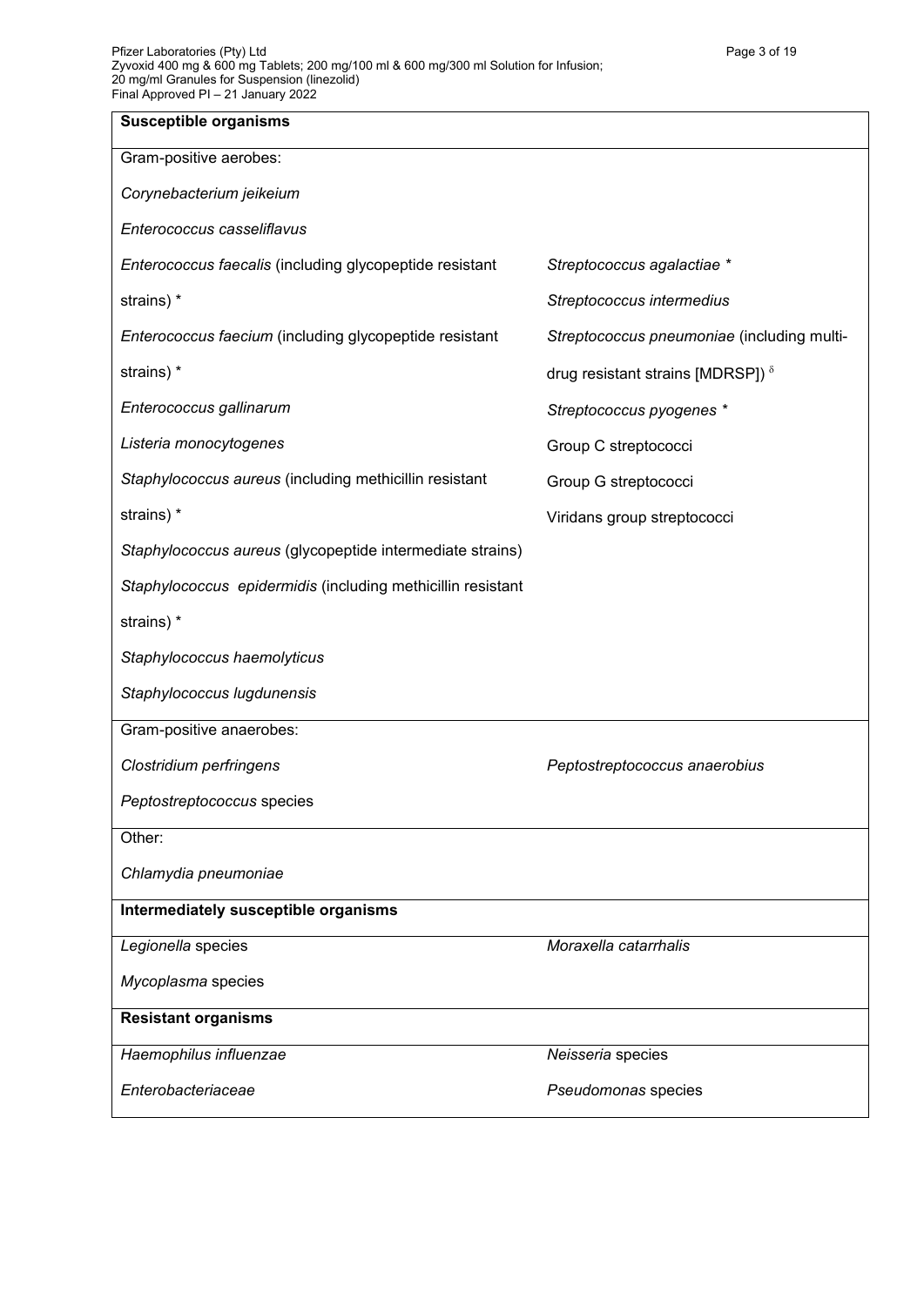| **Susceptible organisms** | |
|---|---|
| Gram-positive aerobes: | |
| *Corynebacterium jeikeium* | |
| *Enterococcus casseliflavus* | |
| *Enterococcus faecalis* (including glycopeptide resistant strains) * | *Streptococcus agalactiae* * |
| *Enterococcus faecium* (including glycopeptide resistant strains) * | *Streptococcus intermedius* |
| *Enterococcus gallinarum* | *Streptococcus pneumoniae* (including multi-drug resistant strains [MDRSP]) $^{\delta}$ |
| *Listeria monocytogenes* | *Streptococcus pyogenes* * |
| *Staphylococcus aureus* (including methicillin resistant strains) * | Group C streptococci |
| *Staphylococcus aureus* (glycopeptide intermediate strains) | Group G streptococci |
| *Staphylococcus epidermidis* (including methicillin resistant strains) * | Viridans group streptococci |
| *Staphylococcus haemolyticus* | |
| *Staphylococcus lugdunensis* | |
| Gram-positive anaerobes: | |
| *Clostridium perfringens* | *Peptostreptococcus anaerobius* |
| *Peptostreptococcus* species | |
| Other: | |
| *Chlamydia pneumoniae* | |
| **Intermediately susceptible organisms** | |
| *Legionella* species | *Moraxella catarrhalis* |
| *Mycoplasma* species | |
| **Resistant organisms** | |
| *Haemophilus influenzae* | *Neisseria* species |
| *Enterobacteriaceae* | *Pseudomonas* species |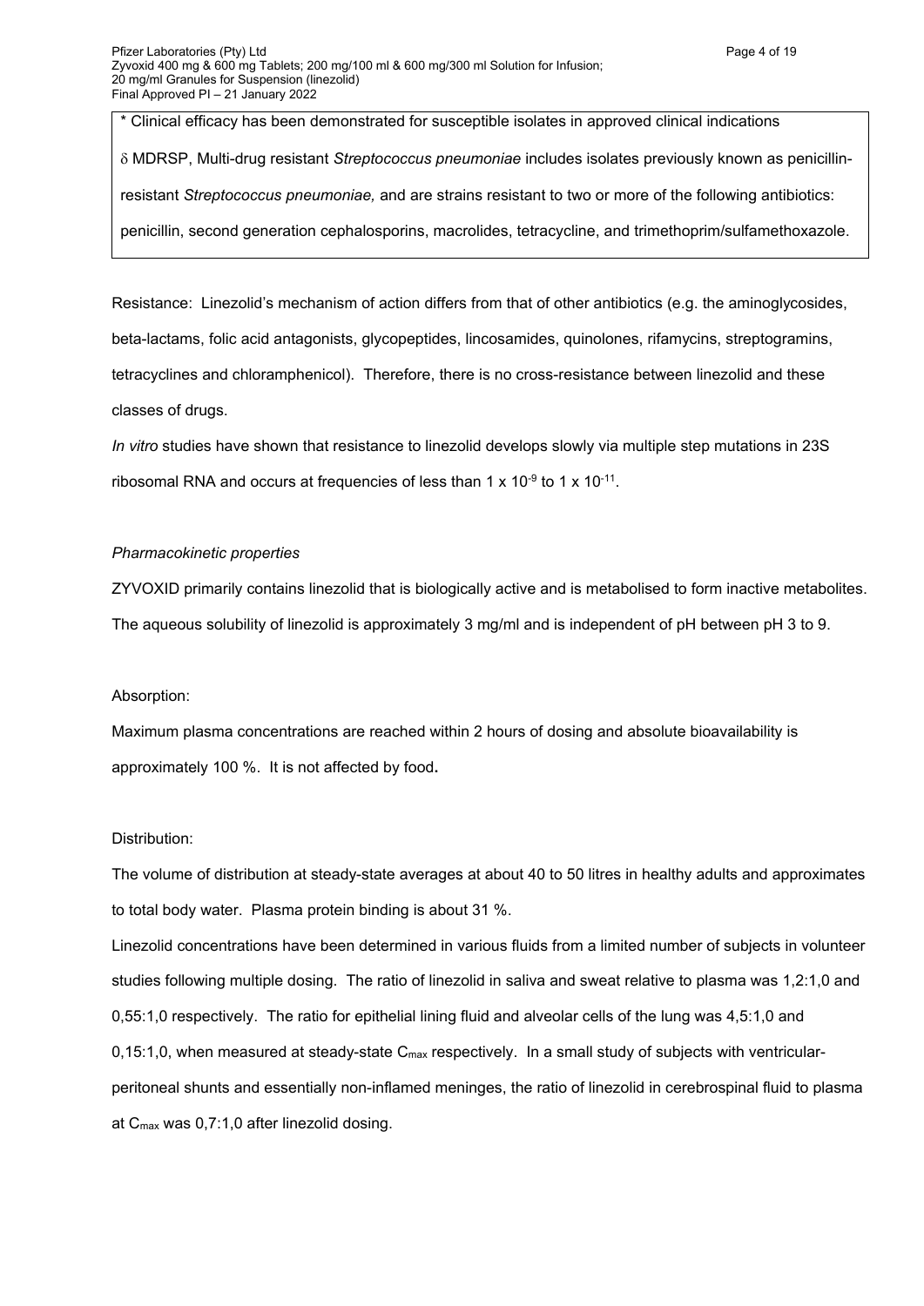* Clinical efficacy has been demonstrated for susceptible isolates in approved clinical indications

$\delta$ MDRSP, Multi-drug resistant *Streptococcus pneumoniae* includes isolates previously known as penicillin-resistant *Streptococcus pneumoniae,* and are strains resistant to two or more of the following antibiotics: penicillin, second generation cephalosporins, macrolides, tetracycline, and trimethoprim/sulfamethoxazole.

Resistance: Linezolid's mechanism of action differs from that of other antibiotics (e.g. the aminoglycosides, beta-lactams, folic acid antagonists, glycopeptides, lincosamides, quinolones, rifamycins, streptogramins, tetracyclines and chloramphenicol). Therefore, there is no cross-resistance between linezolid and these classes of drugs.

*In vitro* studies have shown that resistance to linezolid develops slowly via multiple step mutations in 23S ribosomal RNA and occurs at frequencies of less than $1 \times 10^{-9}$ to $1 \times 10^{-11}$.

*Pharmacokinetic properties*

ZYVOXID primarily contains linezolid that is biologically active and is metabolised to form inactive metabolites. The aqueous solubility of linezolid is approximately 3 mg/ml and is independent of pH between pH 3 to 9.

Absorption:

Maximum plasma concentrations are reached within 2 hours of dosing and absolute bioavailability is approximately 100 %. It is not affected by food**.**

Distribution:

The volume of distribution at steady-state averages at about 40 to 50 litres in healthy adults and approximates to total body water. Plasma protein binding is about 31 %.

Linezolid concentrations have been determined in various fluids from a limited number of subjects in volunteer studies following multiple dosing. The ratio of linezolid in saliva and sweat relative to plasma was 1,2:1,0 and 0,55:1,0 respectively. The ratio for epithelial lining fluid and alveolar cells of the lung was 4,5:1,0 and 0,15:1,0, when measured at steady-state $C_{max}$ respectively. In a small study of subjects with ventricular-peritoneal shunts and essentially non-inflamed meninges, the ratio of linezolid in cerebrospinal fluid to plasma at $C_{max}$ was 0,7:1,0 after linezolid dosing.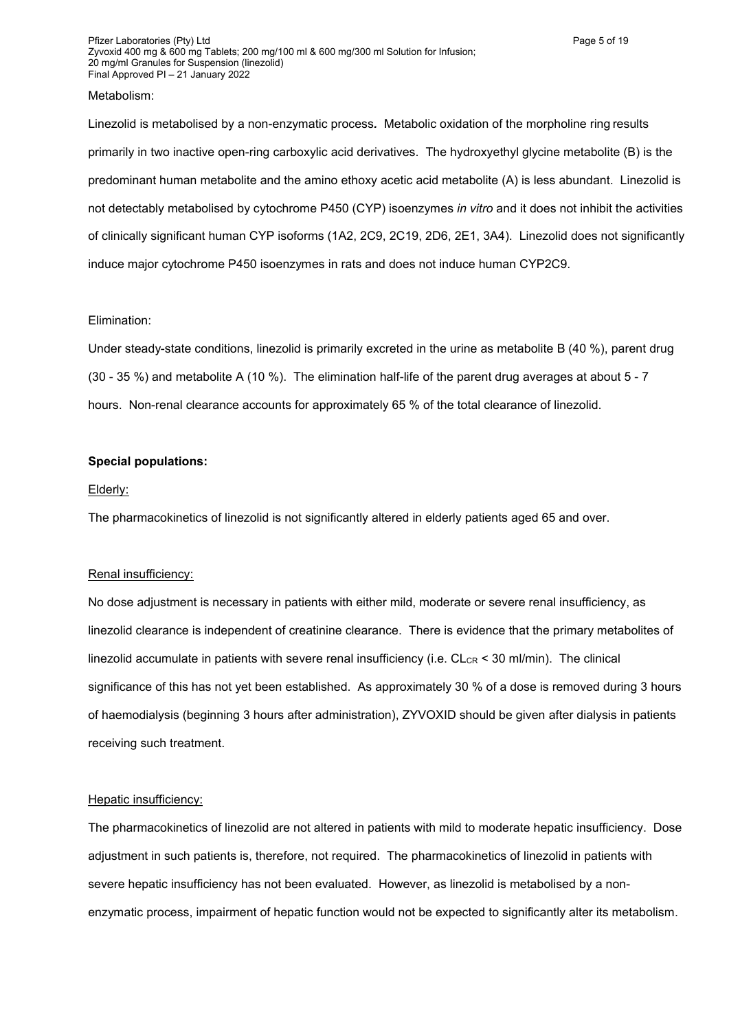Metabolism:

Linezolid is metabolised by a non-enzymatic process. Metabolic oxidation of the morpholine ring results primarily in two inactive open-ring carboxylic acid derivatives. The hydroxyethyl glycine metabolite (B) is the predominant human metabolite and the amino ethoxy acetic acid metabolite (A) is less abundant. Linezolid is not detectably metabolised by cytochrome P450 (CYP) isoenzymes *in vitro* and it does not inhibit the activities of clinically significant human CYP isoforms (1A2, 2C9, 2C19, 2D6, 2E1, 3A4). Linezolid does not significantly induce major cytochrome P450 isoenzymes in rats and does not induce human CYP2C9.

Elimination:

Under steady-state conditions, linezolid is primarily excreted in the urine as metabolite B (40 %), parent drug (30 - 35 %) and metabolite A (10 %). The elimination half-life of the parent drug averages at about 5 - 7 hours. Non-renal clearance accounts for approximately 65 % of the total clearance of linezolid.

**Special populations:**

Elderly:

The pharmacokinetics of linezolid is not significantly altered in elderly patients aged 65 and over.

Renal insufficiency:

No dose adjustment is necessary in patients with either mild, moderate or severe renal insufficiency, as linezolid clearance is independent of creatinine clearance. There is evidence that the primary metabolites of linezolid accumulate in patients with severe renal insufficiency (i.e. $CL_{CR}$ < 30 ml/min). The clinical significance of this has not yet been established. As approximately 30 % of a dose is removed during 3 hours of haemodialysis (beginning 3 hours after administration), ZYVOXID should be given after dialysis in patients receiving such treatment.

Hepatic insufficiency:

The pharmacokinetics of linezolid are not altered in patients with mild to moderate hepatic insufficiency. Dose adjustment in such patients is, therefore, not required. The pharmacokinetics of linezolid in patients with severe hepatic insufficiency has not been evaluated. However, as linezolid is metabolised by a non-enzymatic process, impairment of hepatic function would not be expected to significantly alter its metabolism.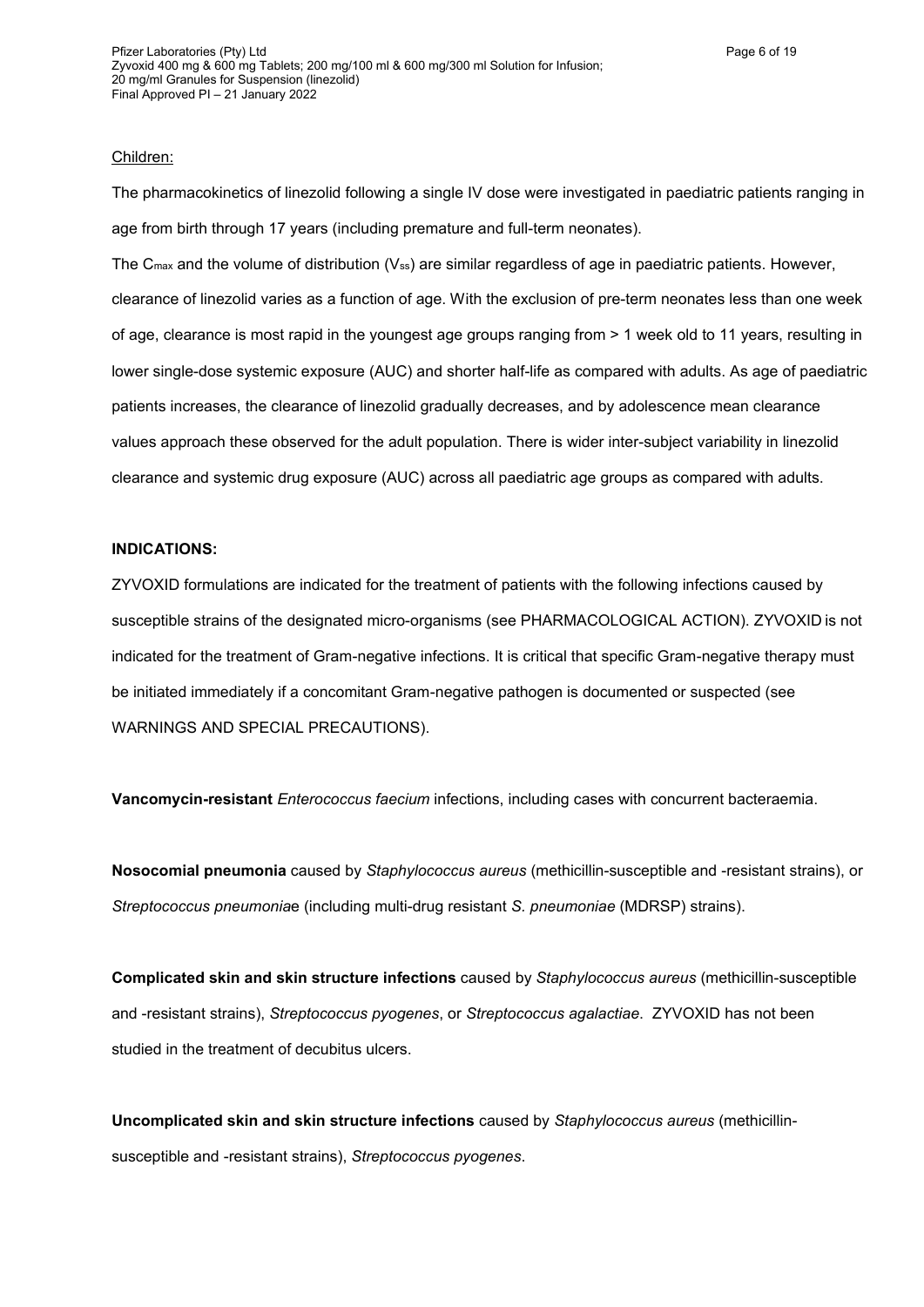Children:

The pharmacokinetics of linezolid following a single IV dose were investigated in paediatric patients ranging in age from birth through 17 years (including premature and full-term neonates).

The $C_{max}$ and the volume of distribution ($V_{ss}$) are similar regardless of age in paediatric patients. However, clearance of linezolid varies as a function of age. With the exclusion of pre-term neonates less than one week of age, clearance is most rapid in the youngest age groups ranging from > 1 week old to 11 years, resulting in lower single-dose systemic exposure (AUC) and shorter half-life as compared with adults. As age of paediatric patients increases, the clearance of linezolid gradually decreases, and by adolescence mean clearance values approach these observed for the adult population. There is wider inter-subject variability in linezolid clearance and systemic drug exposure (AUC) across all paediatric age groups as compared with adults.

**INDICATIONS:**

ZYVOXID formulations are indicated for the treatment of patients with the following infections caused by susceptible strains of the designated micro-organisms (see PHARMACOLOGICAL ACTION). ZYVOXID is not indicated for the treatment of Gram-negative infections. It is critical that specific Gram-negative therapy must be initiated immediately if a concomitant Gram-negative pathogen is documented or suspected (see WARNINGS AND SPECIAL PRECAUTIONS).

**Vancomycin-resistant** *Enterococcus faecium* infections, including cases with concurrent bacteraemia.

**Nosocomial pneumonia** caused by *Staphylococcus aureus* (methicillin-susceptible and -resistant strains), or *Streptococcus pneumoniae* (including multi-drug resistant *S. pneumoniae* (MDRSP) strains).

**Complicated skin and skin structure infections** caused by *Staphylococcus aureus* (methicillin-susceptible and -resistant strains), *Streptococcus pyogenes*, or *Streptococcus agalactiae*. ZYVOXID has not been studied in the treatment of decubitus ulcers.

**Uncomplicated skin and skin structure infections** caused by *Staphylococcus aureus* (methicillin-susceptible and -resistant strains), *Streptococcus pyogenes*.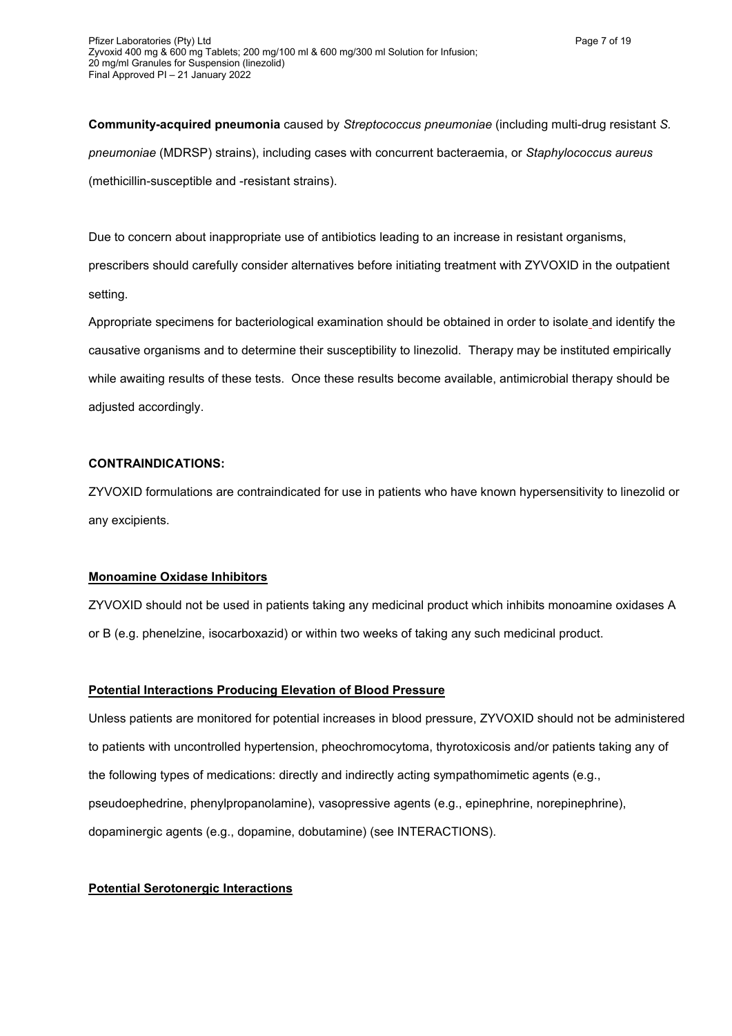**Community-acquired pneumonia** caused by *Streptococcus pneumoniae* (including multi-drug resistant *S. pneumoniae* (MDRSP) strains), including cases with concurrent bacteraemia, or *Staphylococcus aureus* (methicillin-susceptible and -resistant strains).

Due to concern about inappropriate use of antibiotics leading to an increase in resistant organisms, prescribers should carefully consider alternatives before initiating treatment with ZYVOXID in the outpatient setting.

Appropriate specimens for bacteriological examination should be obtained in order to isolate and identify the causative organisms and to determine their susceptibility to linezolid. Therapy may be instituted empirically while awaiting results of these tests. Once these results become available, antimicrobial therapy should be adjusted accordingly.

**CONTRAINDICATIONS:**

ZYVOXID formulations are contraindicated for use in patients who have known hypersensitivity to linezolid or any excipients.

**Monoamine Oxidase Inhibitors**

ZYVOXID should not be used in patients taking any medicinal product which inhibits monoamine oxidases A or B (e.g. phenelzine, isocarboxazid) or within two weeks of taking any such medicinal product.

**Potential Interactions Producing Elevation of Blood Pressure**

Unless patients are monitored for potential increases in blood pressure, ZYVOXID should not be administered to patients with uncontrolled hypertension, pheochromocytoma, thyrotoxicosis and/or patients taking any of the following types of medications: directly and indirectly acting sympathomimetic agents (e.g., pseudoephedrine, phenylpropanolamine), vasopressive agents (e.g., epinephrine, norepinephrine), dopaminergic agents (e.g., dopamine, dobutamine) (see INTERACTIONS).

**Potential Serotonergic Interactions**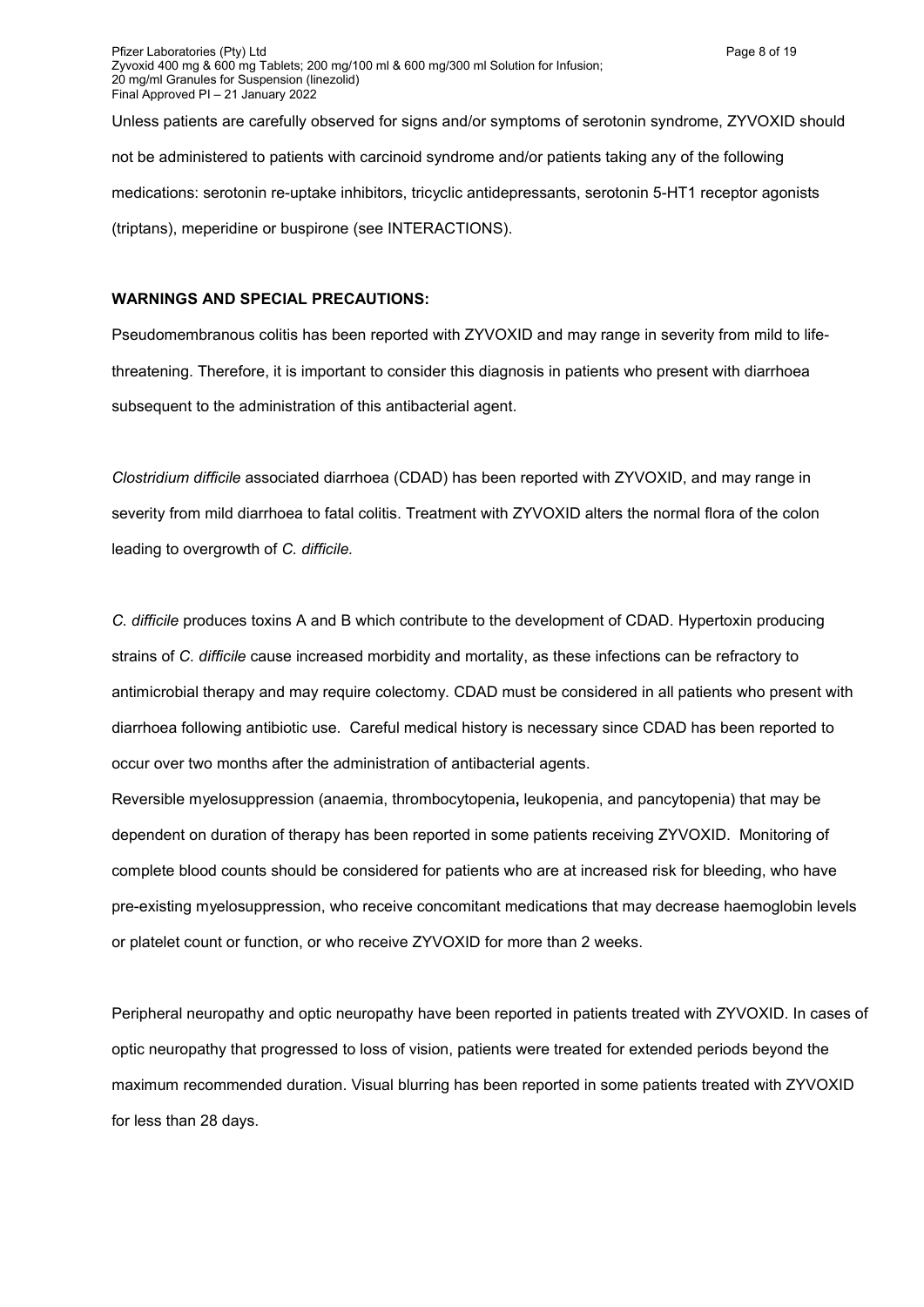Unless patients are carefully observed for signs and/or symptoms of serotonin syndrome, ZYVOXID should not be administered to patients with carcinoid syndrome and/or patients taking any of the following medications: serotonin re-uptake inhibitors, tricyclic antidepressants, serotonin 5-HT1 receptor agonists (triptans), meperidine or buspirone (see INTERACTIONS).

**WARNINGS AND SPECIAL PRECAUTIONS:**

Pseudomembranous colitis has been reported with ZYVOXID and may range in severity from mild to life-threatening. Therefore, it is important to consider this diagnosis in patients who present with diarrhoea subsequent to the administration of this antibacterial agent.

*Clostridium difficile* associated diarrhoea (CDAD) has been reported with ZYVOXID, and may range in severity from mild diarrhoea to fatal colitis. Treatment with ZYVOXID alters the normal flora of the colon leading to overgrowth of *C. difficile.*

*C. difficile* produces toxins A and B which contribute to the development of CDAD. Hypertoxin producing strains of *C. difficile* cause increased morbidity and mortality, as these infections can be refractory to antimicrobial therapy and may require colectomy. CDAD must be considered in all patients who present with diarrhoea following antibiotic use. Careful medical history is necessary since CDAD has been reported to occur over two months after the administration of antibacterial agents.

Reversible myelosuppression (anaemia, thrombocytopenia**,** leukopenia, and pancytopenia) that may be dependent on duration of therapy has been reported in some patients receiving ZYVOXID. Monitoring of complete blood counts should be considered for patients who are at increased risk for bleeding, who have pre-existing myelosuppression, who receive concomitant medications that may decrease haemoglobin levels or platelet count or function, or who receive ZYVOXID for more than 2 weeks.

Peripheral neuropathy and optic neuropathy have been reported in patients treated with ZYVOXID. In cases of optic neuropathy that progressed to loss of vision, patients were treated for extended periods beyond the maximum recommended duration. Visual blurring has been reported in some patients treated with ZYVOXID for less than 28 days.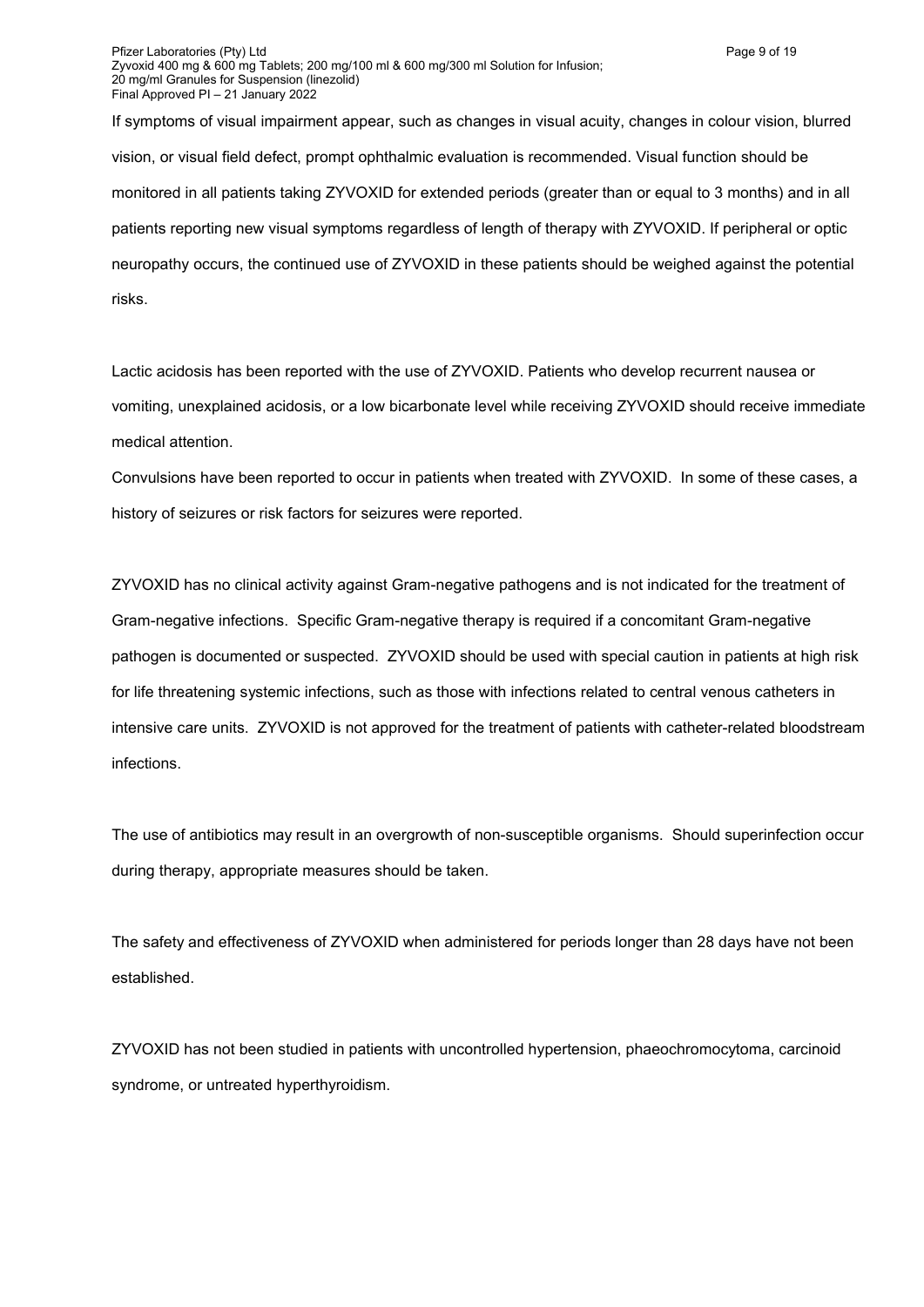If symptoms of visual impairment appear, such as changes in visual acuity, changes in colour vision, blurred vision, or visual field defect, prompt ophthalmic evaluation is recommended. Visual function should be monitored in all patients taking ZYVOXID for extended periods (greater than or equal to 3 months) and in all patients reporting new visual symptoms regardless of length of therapy with ZYVOXID. If peripheral or optic neuropathy occurs, the continued use of ZYVOXID in these patients should be weighed against the potential risks.

Lactic acidosis has been reported with the use of ZYVOXID. Patients who develop recurrent nausea or vomiting, unexplained acidosis, or a low bicarbonate level while receiving ZYVOXID should receive immediate medical attention.

Convulsions have been reported to occur in patients when treated with ZYVOXID. In some of these cases, a history of seizures or risk factors for seizures were reported.

ZYVOXID has no clinical activity against Gram-negative pathogens and is not indicated for the treatment of Gram-negative infections. Specific Gram-negative therapy is required if a concomitant Gram-negative pathogen is documented or suspected. ZYVOXID should be used with special caution in patients at high risk for life threatening systemic infections, such as those with infections related to central venous catheters in intensive care units. ZYVOXID is not approved for the treatment of patients with catheter-related bloodstream infections.

The use of antibiotics may result in an overgrowth of non-susceptible organisms. Should superinfection occur during therapy, appropriate measures should be taken.

The safety and effectiveness of ZYVOXID when administered for periods longer than 28 days have not been established.

ZYVOXID has not been studied in patients with uncontrolled hypertension, phaeochromocytoma, carcinoid syndrome, or untreated hyperthyroidism.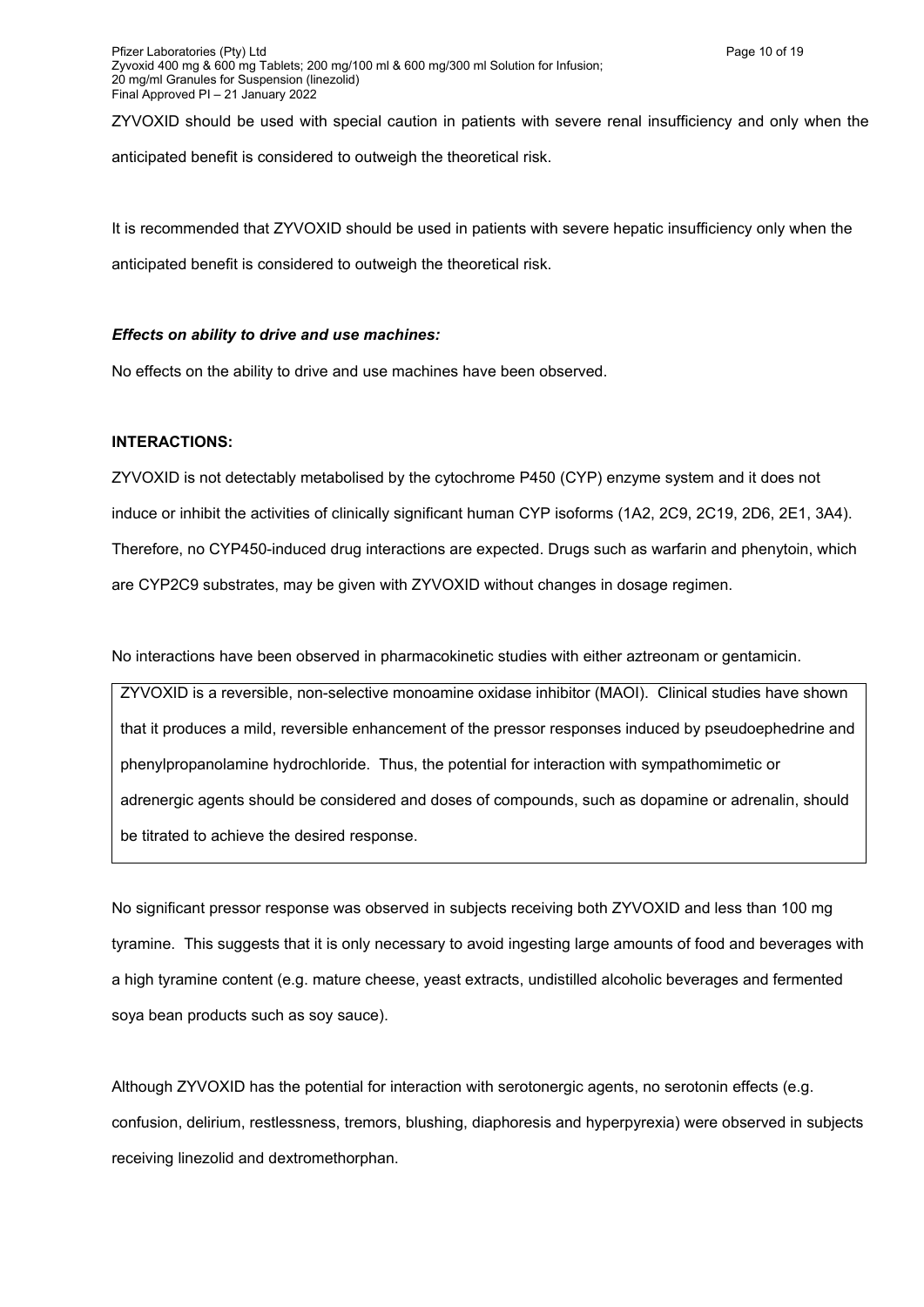ZYVOXID should be used with special caution in patients with severe renal insufficiency and only when the anticipated benefit is considered to outweigh the theoretical risk.

It is recommended that ZYVOXID should be used in patients with severe hepatic insufficiency only when the anticipated benefit is considered to outweigh the theoretical risk.

***Effects on ability to drive and use machines:***

No effects on the ability to drive and use machines have been observed.

**INTERACTIONS:**

ZYVOXID is not detectably metabolised by the cytochrome P450 (CYP) enzyme system and it does not induce or inhibit the activities of clinically significant human CYP isoforms (1A2, 2C9, 2C19, 2D6, 2E1, 3A4). Therefore, no CYP450-induced drug interactions are expected. Drugs such as warfarin and phenytoin, which are CYP2C9 substrates, may be given with ZYVOXID without changes in dosage regimen.

No interactions have been observed in pharmacokinetic studies with either aztreonam or gentamicin.

ZYVOXID is a reversible, non-selective monoamine oxidase inhibitor (MAOI). Clinical studies have shown that it produces a mild, reversible enhancement of the pressor responses induced by pseudoephedrine and phenylpropanolamine hydrochloride. Thus, the potential for interaction with sympathomimetic or adrenergic agents should be considered and doses of compounds, such as dopamine or adrenalin, should be titrated to achieve the desired response.

No significant pressor response was observed in subjects receiving both ZYVOXID and less than 100 mg tyramine. This suggests that it is only necessary to avoid ingesting large amounts of food and beverages with a high tyramine content (e.g. mature cheese, yeast extracts, undistilled alcoholic beverages and fermented soya bean products such as soy sauce).

Although ZYVOXID has the potential for interaction with serotonergic agents, no serotonin effects (e.g. confusion, delirium, restlessness, tremors, blushing, diaphoresis and hyperpyrexia) were observed in subjects receiving linezolid and dextromethorphan.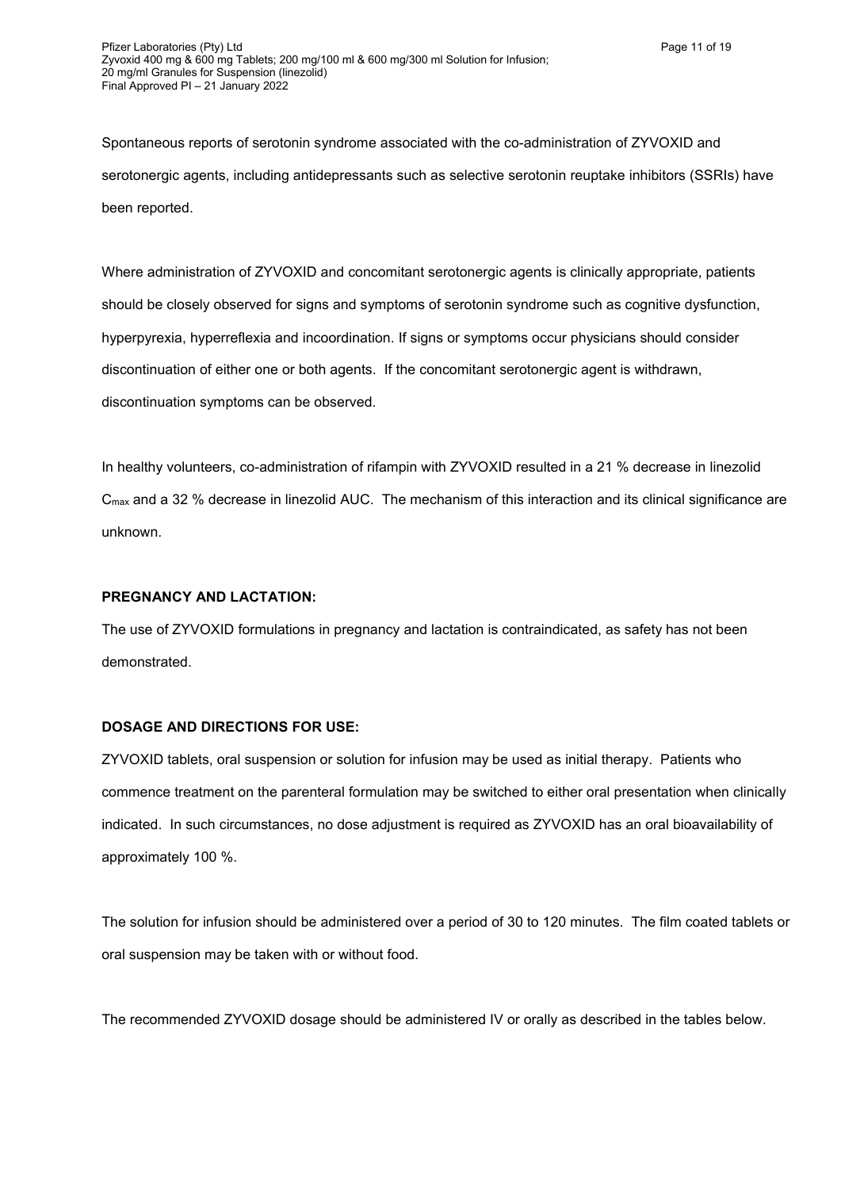Spontaneous reports of serotonin syndrome associated with the co-administration of ZYVOXID and serotonergic agents, including antidepressants such as selective serotonin reuptake inhibitors (SSRIs) have been reported.

Where administration of ZYVOXID and concomitant serotonergic agents is clinically appropriate, patients should be closely observed for signs and symptoms of serotonin syndrome such as cognitive dysfunction, hyperpyrexia, hyperreflexia and incoordination. If signs or symptoms occur physicians should consider discontinuation of either one or both agents. If the concomitant serotonergic agent is withdrawn, discontinuation symptoms can be observed.

In healthy volunteers, co-administration of rifampin with ZYVOXID resulted in a 21 % decrease in linezolid $C_{max}$ and a 32 % decrease in linezolid AUC. The mechanism of this interaction and its clinical significance are unknown.

**PREGNANCY AND LACTATION:**

The use of ZYVOXID formulations in pregnancy and lactation is contraindicated, as safety has not been demonstrated.

**DOSAGE AND DIRECTIONS FOR USE:**

ZYVOXID tablets, oral suspension or solution for infusion may be used as initial therapy. Patients who commence treatment on the parenteral formulation may be switched to either oral presentation when clinically indicated. In such circumstances, no dose adjustment is required as ZYVOXID has an oral bioavailability of approximately 100 %.

The solution for infusion should be administered over a period of 30 to 120 minutes. The film coated tablets or oral suspension may be taken with or without food.

The recommended ZYVOXID dosage should be administered IV or orally as described in the tables below.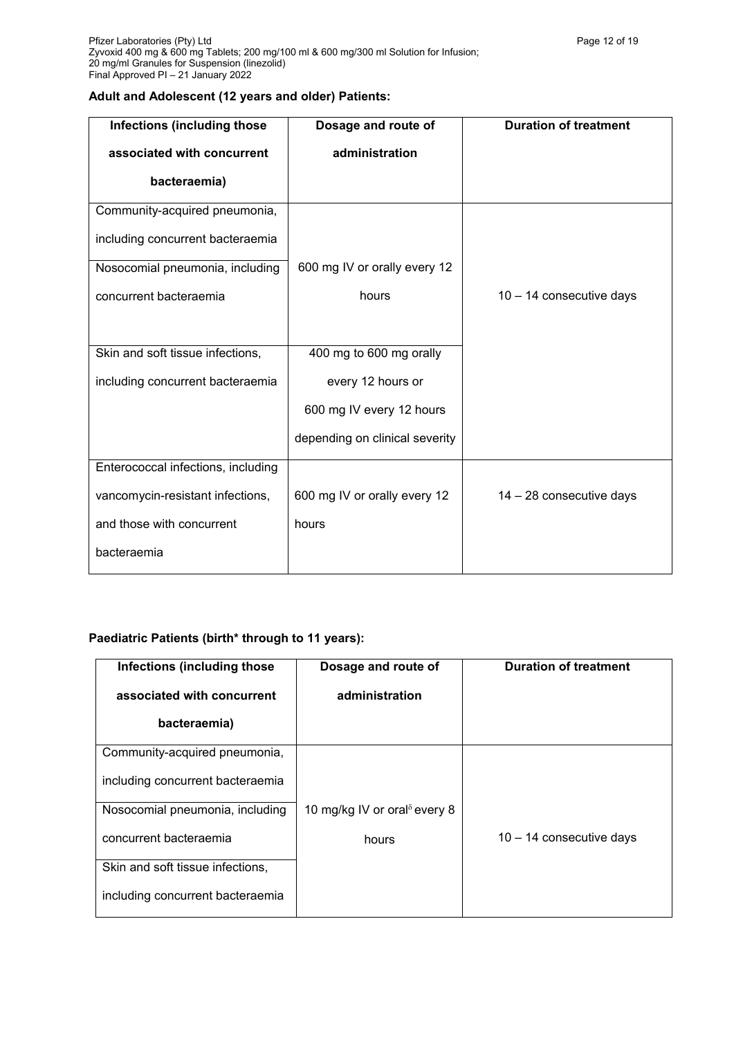**Adult and Adolescent (12 years and older) Patients:**

| Infections (including those associated with concurrent bacteraemia) | Dosage and route of administration | Duration of treatment |
|---|---|---|
| Community-acquired pneumonia, including concurrent bacteraemia<br>Nosocomial pneumonia, including concurrent bacteraemia | 600 mg IV or orally every 12 hours | 10 – 14 consecutive days |
| Skin and soft tissue infections, including concurrent bacteraemia | 400 mg to 600 mg orally every 12 hours or 600 mg IV every 12 hours depending on clinical severity | 10 – 14 consecutive days |
| Enterococcal infections, including vancomycin-resistant infections, and those with concurrent bacteraemia | 600 mg IV or orally every 12 hours | 14 – 28 consecutive days |

**Paediatric Patients (birth* through to 11 years):**

| Infections (including those associated with concurrent bacteraemia) | Dosage and route of administration | Duration of treatment |
|---|---|---|
| Community-acquired pneumonia, including concurrent bacteraemia<br>Nosocomial pneumonia, including concurrent bacteraemia<br>Skin and soft tissue infections, including concurrent bacteraemia | 10 mg/kg IV or oral[δ] every 8 hours | 10 – 14 consecutive days |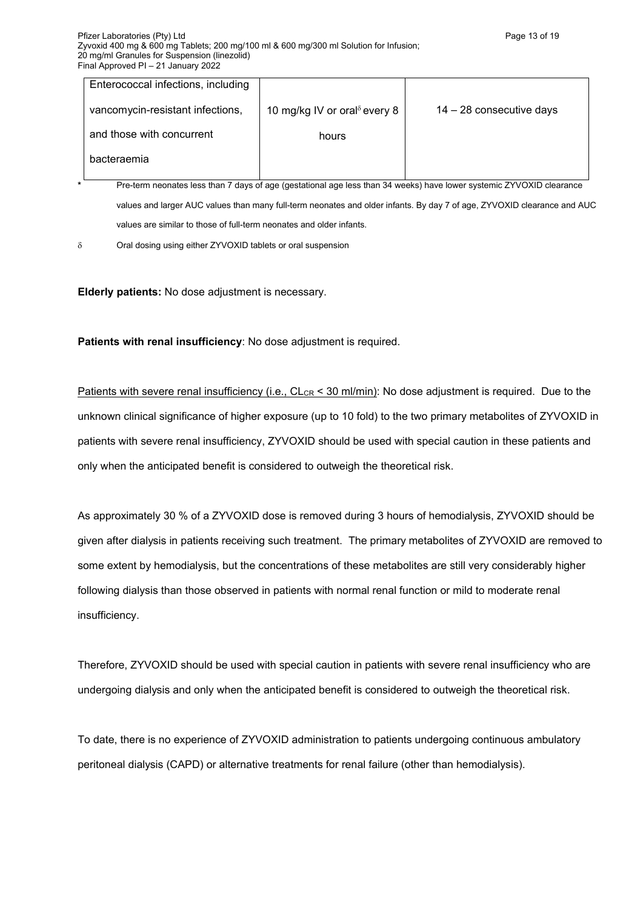| | | |
|---|---|---|
| Enterococcal infections, including vancomycin-resistant infections, and those with concurrent bacteraemia | 10 mg/kg IV or oral[δ] every 8 hours | 14 – 28 consecutive days |

\* Pre-term neonates less than 7 days of age (gestational age less than 34 weeks) have lower systemic ZYVOXID clearance values and larger AUC values than many full-term neonates and older infants. By day 7 of age, ZYVOXID clearance and AUC values are similar to those of full-term neonates and older infants.

δ Oral dosing using either ZYVOXID tablets or oral suspension

**Elderly patients:** No dose adjustment is necessary.

**Patients with renal insufficiency**: No dose adjustment is required.

Patients with severe renal insufficiency (i.e., $CL_{CR}$ < 30 ml/min): No dose adjustment is required. Due to the unknown clinical significance of higher exposure (up to 10 fold) to the two primary metabolites of ZYVOXID in patients with severe renal insufficiency, ZYVOXID should be used with special caution in these patients and only when the anticipated benefit is considered to outweigh the theoretical risk.

As approximately 30 % of a ZYVOXID dose is removed during 3 hours of hemodialysis, ZYVOXID should be given after dialysis in patients receiving such treatment. The primary metabolites of ZYVOXID are removed to some extent by hemodialysis, but the concentrations of these metabolites are still very considerably higher following dialysis than those observed in patients with normal renal function or mild to moderate renal insufficiency.

Therefore, ZYVOXID should be used with special caution in patients with severe renal insufficiency who are undergoing dialysis and only when the anticipated benefit is considered to outweigh the theoretical risk.

To date, there is no experience of ZYVOXID administration to patients undergoing continuous ambulatory peritoneal dialysis (CAPD) or alternative treatments for renal failure (other than hemodialysis).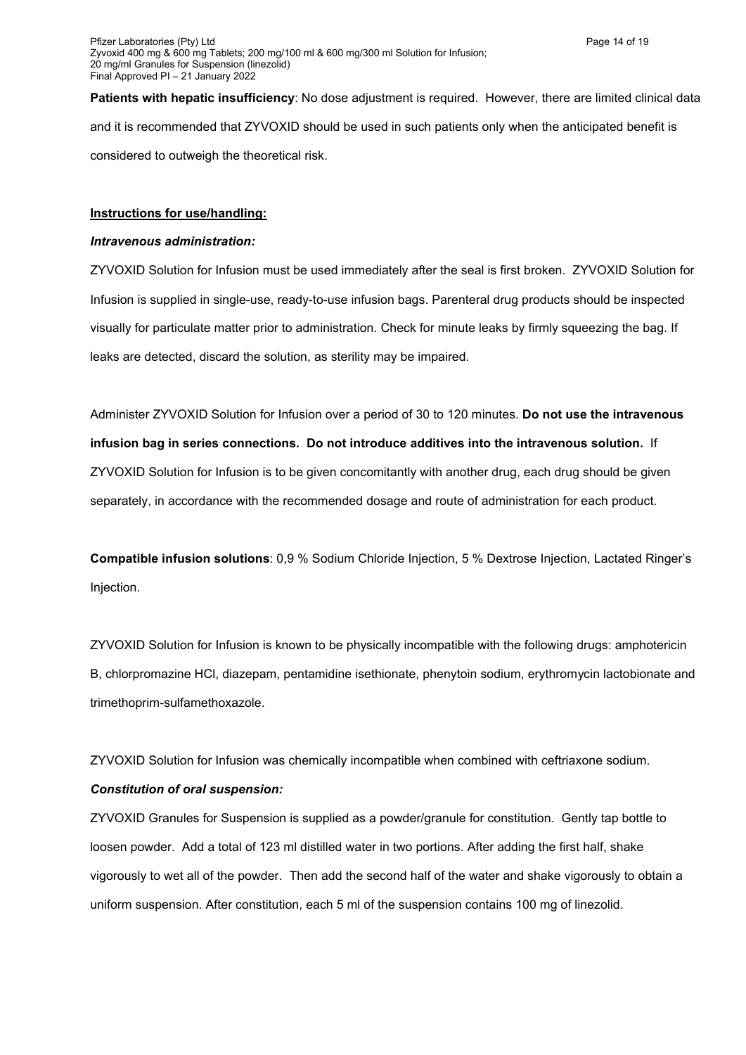**Patients with hepatic insufficiency**: No dose adjustment is required. However, there are limited clinical data and it is recommended that ZYVOXID should be used in such patients only when the anticipated benefit is considered to outweigh the theoretical risk.

**Instructions for use/handling:**

***Intravenous administration:***

ZYVOXID Solution for Infusion must be used immediately after the seal is first broken. ZYVOXID Solution for Infusion is supplied in single-use, ready-to-use infusion bags. Parenteral drug products should be inspected visually for particulate matter prior to administration. Check for minute leaks by firmly squeezing the bag. If leaks are detected, discard the solution, as sterility may be impaired.

Administer ZYVOXID Solution for Infusion over a period of 30 to 120 minutes. **Do not use the intravenous infusion bag in series connections. Do not introduce additives into the intravenous solution.** If ZYVOXID Solution for Infusion is to be given concomitantly with another drug, each drug should be given separately, in accordance with the recommended dosage and route of administration for each product.

**Compatible infusion solutions**: 0,9 % Sodium Chloride Injection, 5 % Dextrose Injection, Lactated Ringer's Injection.

ZYVOXID Solution for Infusion is known to be physically incompatible with the following drugs: amphotericin B, chlorpromazine HCl, diazepam, pentamidine isethionate, phenytoin sodium, erythromycin lactobionate and trimethoprim-sulfamethoxazole.

ZYVOXID Solution for Infusion was chemically incompatible when combined with ceftriaxone sodium.

***Constitution of oral suspension:***

ZYVOXID Granules for Suspension is supplied as a powder/granule for constitution. Gently tap bottle to loosen powder. Add a total of 123 ml distilled water in two portions. After adding the first half, shake vigorously to wet all of the powder. Then add the second half of the water and shake vigorously to obtain a uniform suspension. After constitution, each 5 ml of the suspension contains 100 mg of linezolid.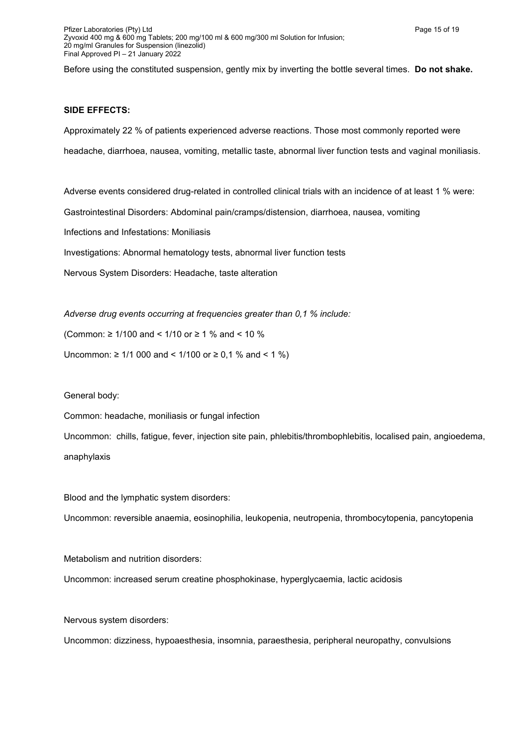Before using the constituted suspension, gently mix by inverting the bottle several times. **Do not shake.**

**SIDE EFFECTS:**

Approximately 22 % of patients experienced adverse reactions. Those most commonly reported were headache, diarrhoea, nausea, vomiting, metallic taste, abnormal liver function tests and vaginal moniliasis.

Adverse events considered drug-related in controlled clinical trials with an incidence of at least 1 % were:

Gastrointestinal Disorders: Abdominal pain/cramps/distension, diarrhoea, nausea, vomiting

Infections and Infestations: Moniliasis

Investigations: Abnormal hematology tests, abnormal liver function tests

Nervous System Disorders: Headache, taste alteration

*Adverse drug events occurring at frequencies greater than 0,1 % include:*

(Common: ≥ 1/100 and < 1/10 or ≥ 1 % and < 10 %

Uncommon: ≥ 1/1 000 and < 1/100 or ≥ 0,1 % and < 1 %)

General body:

Common: headache, moniliasis or fungal infection

Uncommon: chills, fatigue, fever, injection site pain, phlebitis/thrombophlebitis, localised pain, angioedema, anaphylaxis

Blood and the lymphatic system disorders:

Uncommon: reversible anaemia, eosinophilia, leukopenia, neutropenia, thrombocytopenia, pancytopenia

Metabolism and nutrition disorders:

Uncommon: increased serum creatine phosphokinase, hyperglycaemia, lactic acidosis

Nervous system disorders:

Uncommon: dizziness, hypoaesthesia, insomnia, paraesthesia, peripheral neuropathy, convulsions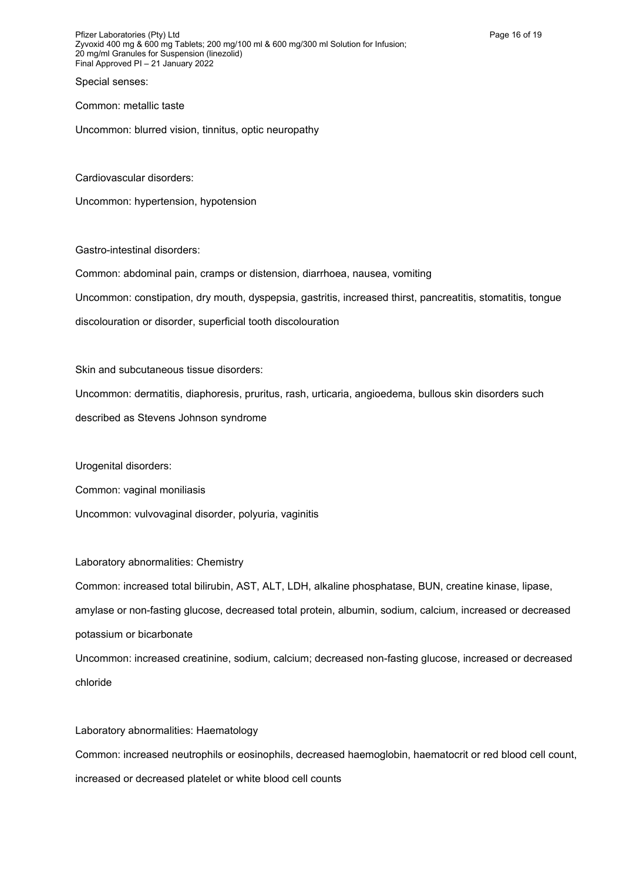Special senses:

Common: metallic taste

Uncommon: blurred vision, tinnitus, optic neuropathy

Cardiovascular disorders:

Uncommon: hypertension, hypotension

Gastro-intestinal disorders:

Common: abdominal pain, cramps or distension, diarrhoea, nausea, vomiting

Uncommon: constipation, dry mouth, dyspepsia, gastritis, increased thirst, pancreatitis, stomatitis, tongue discolouration or disorder, superficial tooth discolouration

Skin and subcutaneous tissue disorders:

Uncommon: dermatitis, diaphoresis, pruritus, rash, urticaria, angioedema, bullous skin disorders such described as Stevens Johnson syndrome

Urogenital disorders:

Common: vaginal moniliasis

Uncommon: vulvovaginal disorder, polyuria, vaginitis

Laboratory abnormalities: Chemistry

Common: increased total bilirubin, AST, ALT, LDH, alkaline phosphatase, BUN, creatine kinase, lipase, amylase or non-fasting glucose, decreased total protein, albumin, sodium, calcium, increased or decreased potassium or bicarbonate

Uncommon: increased creatinine, sodium, calcium; decreased non-fasting glucose, increased or decreased chloride

Laboratory abnormalities: Haematology

Common: increased neutrophils or eosinophils, decreased haemoglobin, haematocrit or red blood cell count, increased or decreased platelet or white blood cell counts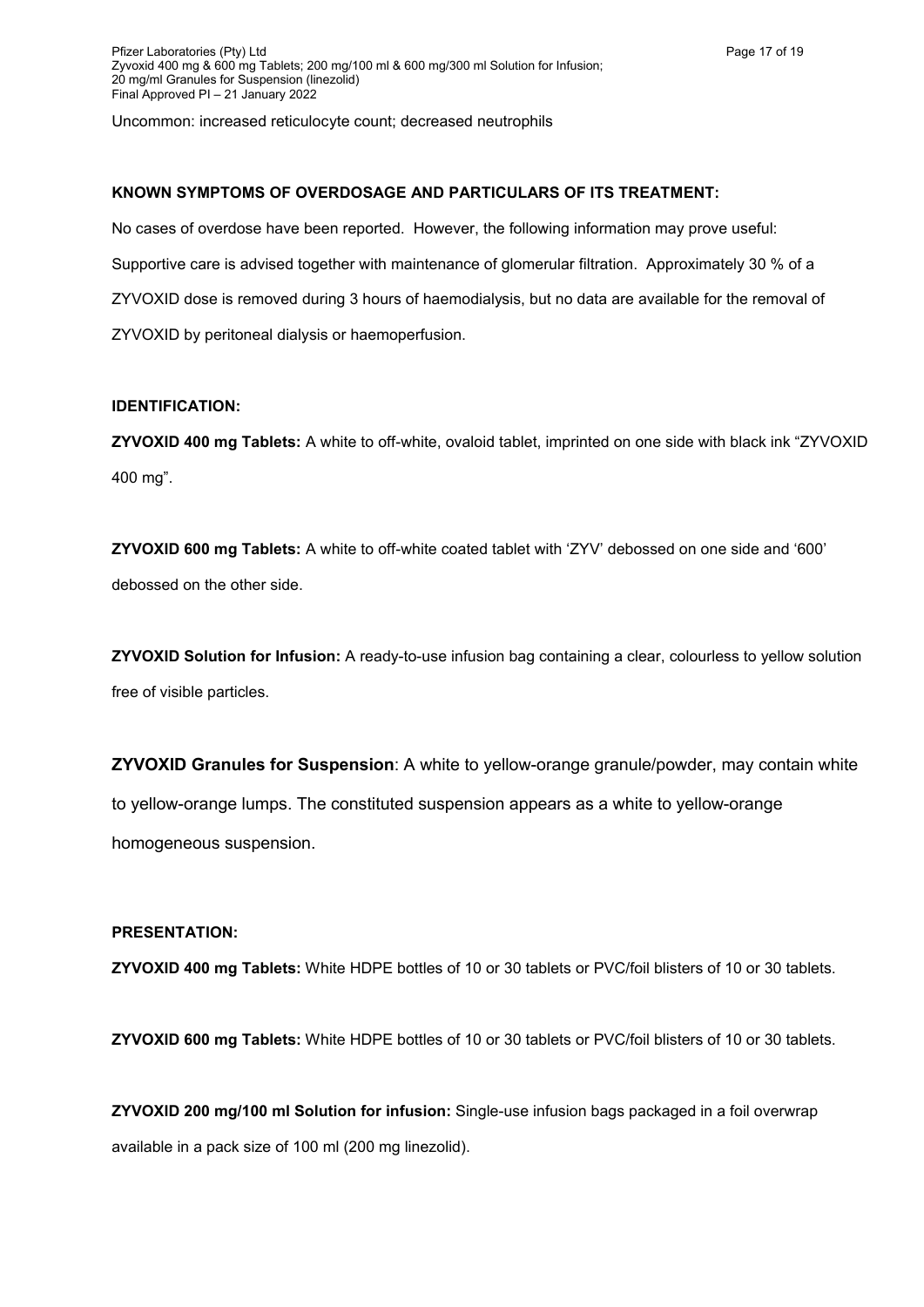Uncommon: increased reticulocyte count; decreased neutrophils

**KNOWN SYMPTOMS OF OVERDOSAGE AND PARTICULARS OF ITS TREATMENT:**

No cases of overdose have been reported. However, the following information may prove useful:

Supportive care is advised together with maintenance of glomerular filtration. Approximately 30 % of a ZYVOXID dose is removed during 3 hours of haemodialysis, but no data are available for the removal of ZYVOXID by peritoneal dialysis or haemoperfusion.

**IDENTIFICATION:**

**ZYVOXID 400 mg Tablets:** A white to off-white, ovaloid tablet, imprinted on one side with black ink "ZYVOXID 400 mg".

**ZYVOXID 600 mg Tablets:** A white to off-white coated tablet with 'ZYV' debossed on one side and '600' debossed on the other side.

**ZYVOXID Solution for Infusion:** A ready-to-use infusion bag containing a clear, colourless to yellow solution free of visible particles.

**ZYVOXID Granules for Suspension**: A white to yellow-orange granule/powder, may contain white to yellow-orange lumps. The constituted suspension appears as a white to yellow-orange homogeneous suspension.

**PRESENTATION:**

**ZYVOXID 400 mg Tablets:** White HDPE bottles of 10 or 30 tablets or PVC/foil blisters of 10 or 30 tablets.

**ZYVOXID 600 mg Tablets:** White HDPE bottles of 10 or 30 tablets or PVC/foil blisters of 10 or 30 tablets.

**ZYVOXID 200 mg/100 ml Solution for infusion:** Single-use infusion bags packaged in a foil overwrap available in a pack size of 100 ml (200 mg linezolid).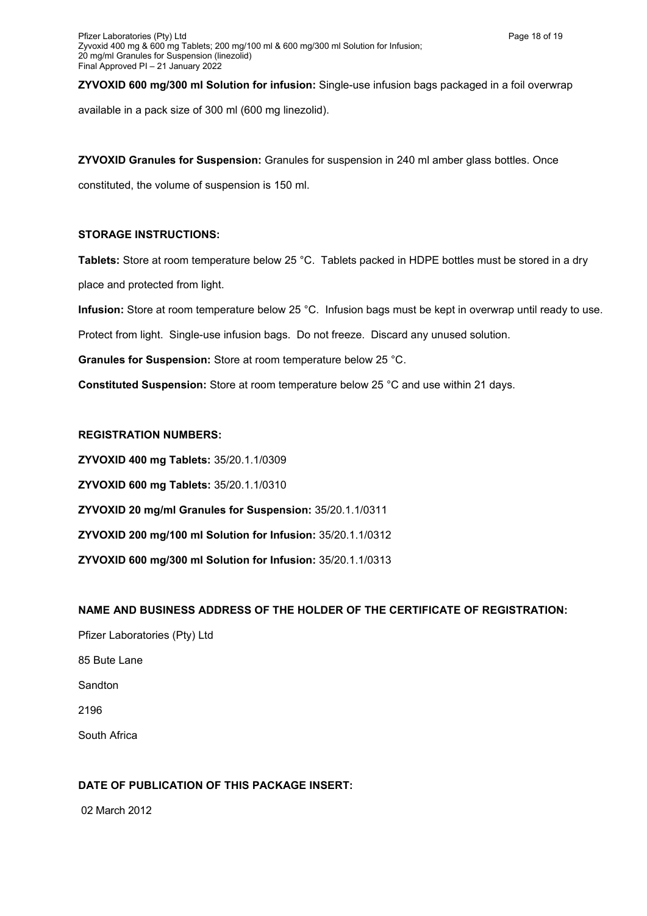**ZYVOXID 600 mg/300 ml Solution for infusion:** Single-use infusion bags packaged in a foil overwrap available in a pack size of 300 ml (600 mg linezolid).

**ZYVOXID Granules for Suspension:** Granules for suspension in 240 ml amber glass bottles. Once constituted, the volume of suspension is 150 ml.

## STORAGE INSTRUCTIONS:

**Tablets:** Store at room temperature below 25 °C. Tablets packed in HDPE bottles must be stored in a dry place and protected from light.

**Infusion:** Store at room temperature below 25 °C. Infusion bags must be kept in overwrap until ready to use. Protect from light. Single-use infusion bags. Do not freeze. Discard any unused solution.

**Granules for Suspension:** Store at room temperature below 25 °C.

**Constituted Suspension:** Store at room temperature below 25 °C and use within 21 days.

## REGISTRATION NUMBERS:

**ZYVOXID 400 mg Tablets:** 35/20.1.1/0309

**ZYVOXID 600 mg Tablets:** 35/20.1.1/0310

**ZYVOXID 20 mg/ml Granules for Suspension:** 35/20.1.1/0311

**ZYVOXID 200 mg/100 ml Solution for Infusion:** 35/20.1.1/0312

**ZYVOXID 600 mg/300 ml Solution for Infusion:** 35/20.1.1/0313

## NAME AND BUSINESS ADDRESS OF THE HOLDER OF THE CERTIFICATE OF REGISTRATION:

Pfizer Laboratories (Pty) Ltd

85 Bute Lane

Sandton

2196

South Africa

## DATE OF PUBLICATION OF THIS PACKAGE INSERT:

02 March 2012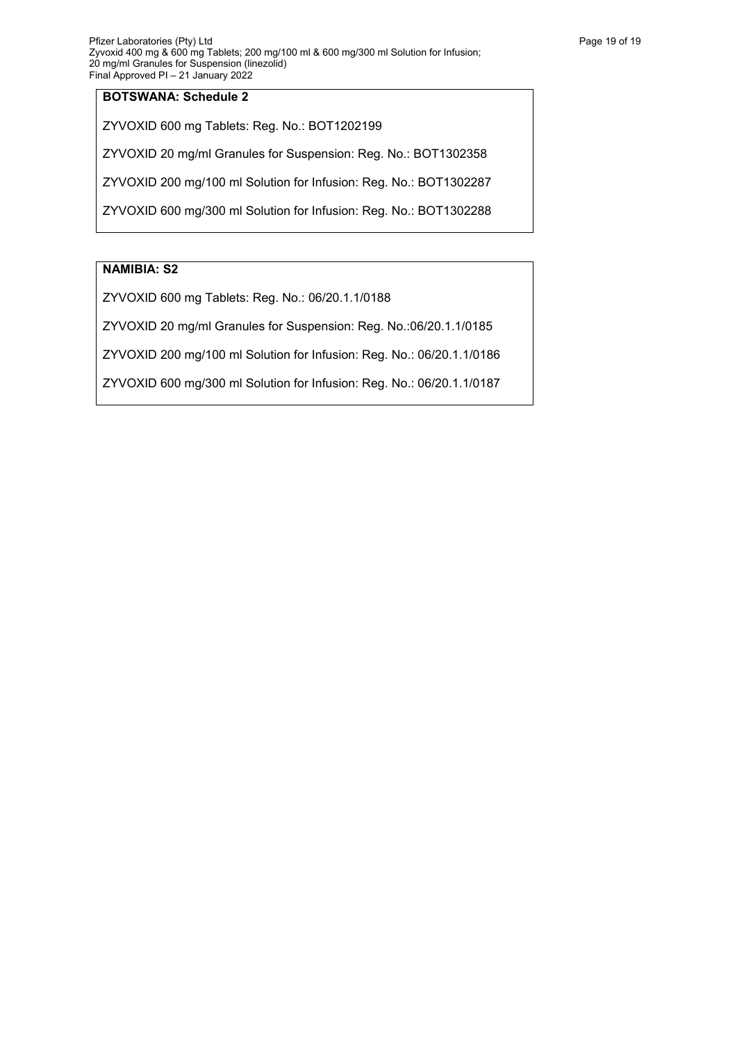**BOTSWANA: Schedule 2**

ZYVOXID 600 mg Tablets: Reg. No.: BOT1202199

ZYVOXID 20 mg/ml Granules for Suspension: Reg. No.: BOT1302358

ZYVOXID 200 mg/100 ml Solution for Infusion: Reg. No.: BOT1302287

ZYVOXID 600 mg/300 ml Solution for Infusion: Reg. No.: BOT1302288

**NAMIBIA: S2**

ZYVOXID 600 mg Tablets: Reg. No.: 06/20.1.1/0188

ZYVOXID 20 mg/ml Granules for Suspension: Reg. No.:06/20.1.1/0185

ZYVOXID 200 mg/100 ml Solution for Infusion: Reg. No.: 06/20.1.1/0186

ZYVOXID 600 mg/300 ml Solution for Infusion: Reg. No.: 06/20.1.1/0187